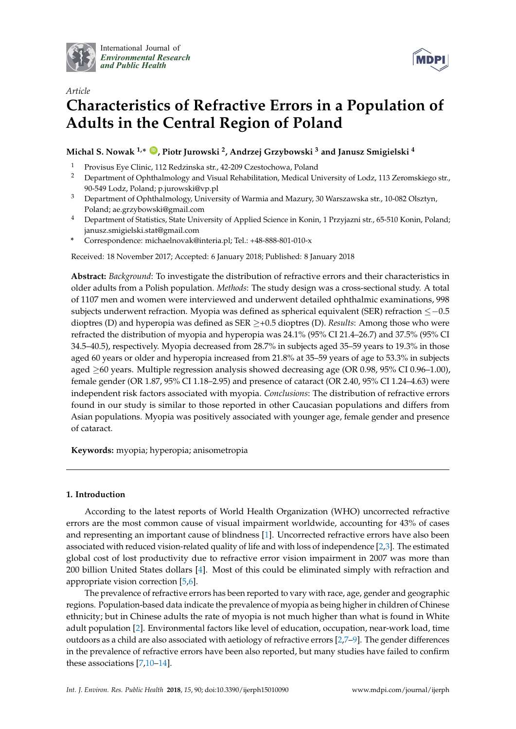International Journal of *Environmental Research and Public Health*

*Article*

# Characteristics of Refractive Errors in a Population of Adults in the Central Region of Poland

**Michal S. Nowak [1,*], Piotr Jurowski [2], Andrzej Grzybowski [3] and Janusz Smigielski [4]**

1 Provisus Eye Clinic, 112 Redzinska str., 42-209 Czestochowa, Poland
2 Department of Ophthalmology and Visual Rehabilitation, Medical University of Lodz, 113 Zeromskiego str., 90-549 Lodz, Poland; p.jurowski@vp.pl
3 Department of Ophthalmology, University of Warmia and Mazury, 30 Warszawska str., 10-082 Olsztyn, Poland; ae.grzybowski@gmail.com
4 Department of Statistics, State University of Applied Science in Konin, 1 Przyjazni str., 65-510 Konin, Poland; janusz.smigielski.stat@gmail.com
* Correspondence: michaelnovak@interia.pl; Tel.: +48-888-801-010-x

Received: 18 November 2017; Accepted: 6 January 2018; Published: 8 January 2018

**Abstract:** *Background*: To investigate the distribution of refractive errors and their characteristics in older adults from a Polish population. *Methods*: The study design was a cross-sectional study. A total of 1107 men and women were interviewed and underwent detailed ophthalmic examinations, 998 subjects underwent refraction. Myopia was defined as spherical equivalent (SER) refraction $\leq -0.5$ dioptres (D) and hyperopia was defined as SER $\geq +0.5$ dioptres (D). *Results*: Among those who were refracted the distribution of myopia and hyperopia was 24.1% (95% CI 21.4–26.7) and 37.5% (95% CI 34.5–40.5), respectively. Myopia decreased from 28.7% in subjects aged 35–59 years to 19.3% in those aged 60 years or older and hyperopia increased from 21.8% at 35–59 years of age to 53.3% in subjects aged $\geq$60 years. Multiple regression analysis showed decreasing age (OR 0.98, 95% CI 0.96–1.00), female gender (OR 1.87, 95% CI 1.18–2.95) and presence of cataract (OR 2.40, 95% CI 1.24–4.63) were independent risk factors associated with myopia. *Conclusions*: The distribution of refractive errors found in our study is similar to those reported in other Caucasian populations and differs from Asian populations. Myopia was positively associated with younger age, female gender and presence of cataract.

**Keywords:** myopia; hyperopia; anisometropia

---

## 1. Introduction

According to the latest reports of World Health Organization (WHO) uncorrected refractive errors are the most common cause of visual impairment worldwide, accounting for 43% of cases and representing an important cause of blindness [1]. Uncorrected refractive errors have also been associated with reduced vision-related quality of life and with loss of independence [2,3]. The estimated global cost of lost productivity due to refractive error vision impairment in 2007 was more than 200 billion United States dollars [4]. Most of this could be eliminated simply with refraction and appropriate vision correction [5,6].

The prevalence of refractive errors has been reported to vary with race, age, gender and geographic regions. Population-based data indicate the prevalence of myopia as being higher in children of Chinese ethnicity; but in Chinese adults the rate of myopia is not much higher than what is found in White adult population [2]. Environmental factors like level of education, occupation, near-work load, time outdoors as a child are also associated with aetiology of refractive errors [2,7–9]. The gender differences in the prevalence of refractive errors have been also reported, but many studies have failed to confirm these associations [7,10–14].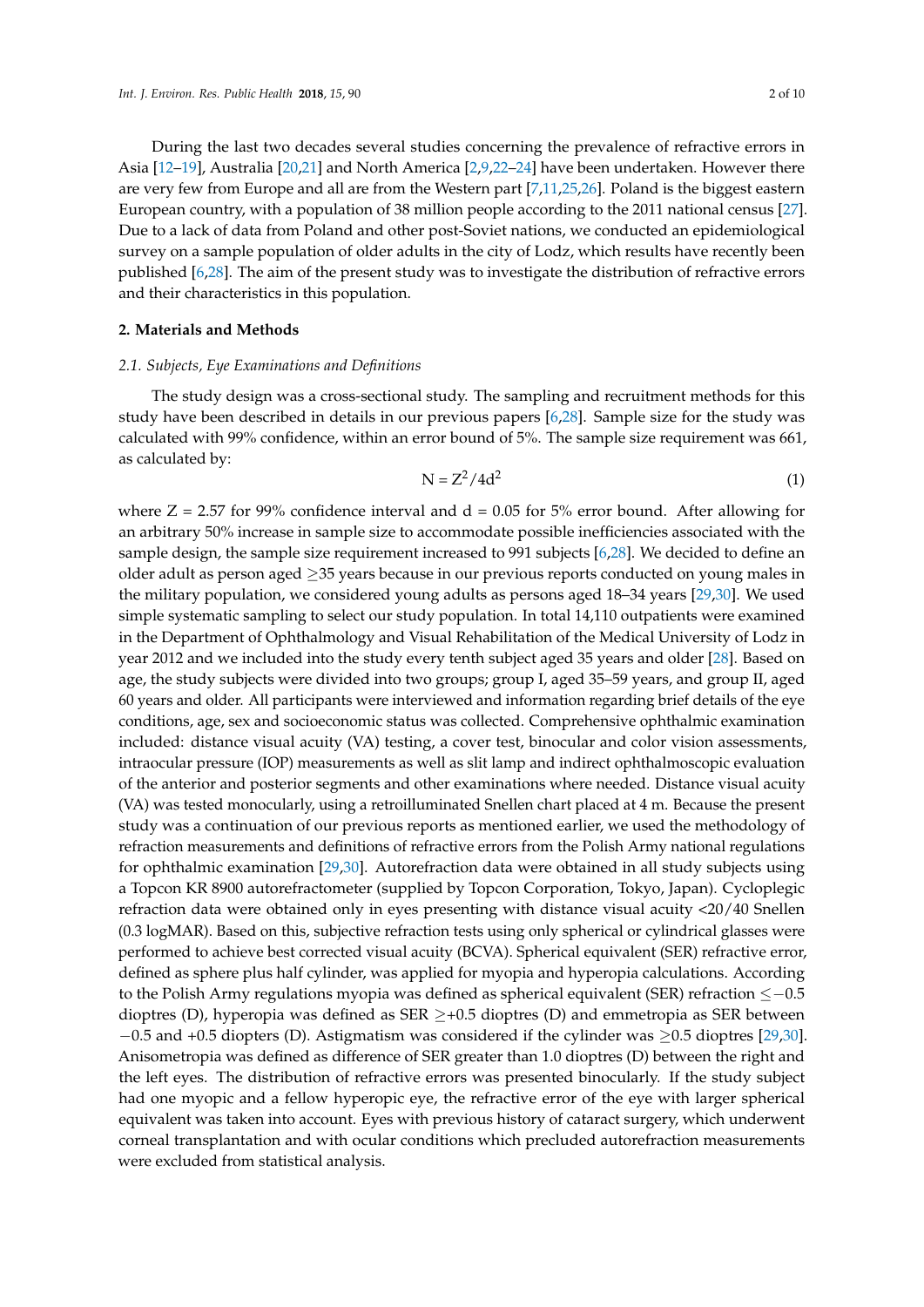During the last two decades several studies concerning the prevalence of refractive errors in Asia [12–19], Australia [20,21] and North America [2,9,22–24] have been undertaken. However there are very few from Europe and all are from the Western part [7,11,25,26]. Poland is the biggest eastern European country, with a population of 38 million people according to the 2011 national census [27]. Due to a lack of data from Poland and other post-Soviet nations, we conducted an epidemiological survey on a sample population of older adults in the city of Lodz, which results have recently been published [6,28]. The aim of the present study was to investigate the distribution of refractive errors and their characteristics in this population.

## 2. Materials and Methods

### *2.1. Subjects, Eye Examinations and Definitions*

The study design was a cross-sectional study. The sampling and recruitment methods for this study have been described in details in our previous papers [6,28]. Sample size for the study was calculated with 99% confidence, within an error bound of 5%. The sample size requirement was 661, as calculated by:

$$N = Z^2/4d^2 \quad (1)$$

where Z = 2.57 for 99% confidence interval and d = 0.05 for 5% error bound. After allowing for an arbitrary 50% increase in sample size to accommodate possible inefficiencies associated with the sample design, the sample size requirement increased to 991 subjects [6,28]. We decided to define an older adult as person aged ≥35 years because in our previous reports conducted on young males in the military population, we considered young adults as persons aged 18–34 years [29,30]. We used simple systematic sampling to select our study population. In total 14,110 outpatients were examined in the Department of Ophthalmology and Visual Rehabilitation of the Medical University of Lodz in year 2012 and we included into the study every tenth subject aged 35 years and older [28]. Based on age, the study subjects were divided into two groups; group I, aged 35–59 years, and group II, aged 60 years and older. All participants were interviewed and information regarding brief details of the eye conditions, age, sex and socioeconomic status was collected. Comprehensive ophthalmic examination included: distance visual acuity (VA) testing, a cover test, binocular and color vision assessments, intraocular pressure (IOP) measurements as well as slit lamp and indirect ophthalmoscopic evaluation of the anterior and posterior segments and other examinations where needed. Distance visual acuity (VA) was tested monocularly, using a retroilluminated Snellen chart placed at 4 m. Because the present study was a continuation of our previous reports as mentioned earlier, we used the methodology of refraction measurements and definitions of refractive errors from the Polish Army national regulations for ophthalmic examination [29,30]. Autorefraction data were obtained in all study subjects using a Topcon KR 8900 autorefractometer (supplied by Topcon Corporation, Tokyo, Japan). Cycloplegic refraction data were obtained only in eyes presenting with distance visual acuity <20/40 Snellen (0.3 logMAR). Based on this, subjective refraction tests using only spherical or cylindrical glasses were performed to achieve best corrected visual acuity (BCVA). Spherical equivalent (SER) refractive error, defined as sphere plus half cylinder, was applied for myopia and hyperopia calculations. According to the Polish Army regulations myopia was defined as spherical equivalent (SER) refraction ≤−0.5 dioptres (D), hyperopia was defined as SER ≥+0.5 dioptres (D) and emmetropia as SER between −0.5 and +0.5 diopters (D). Astigmatism was considered if the cylinder was ≥0.5 dioptres [29,30]. Anisometropia was defined as difference of SER greater than 1.0 dioptres (D) between the right and the left eyes. The distribution of refractive errors was presented binocularly. If the study subject had one myopic and a fellow hyperopic eye, the refractive error of the eye with larger spherical equivalent was taken into account. Eyes with previous history of cataract surgery, which underwent corneal transplantation and with ocular conditions which precluded autorefraction measurements were excluded from statistical analysis.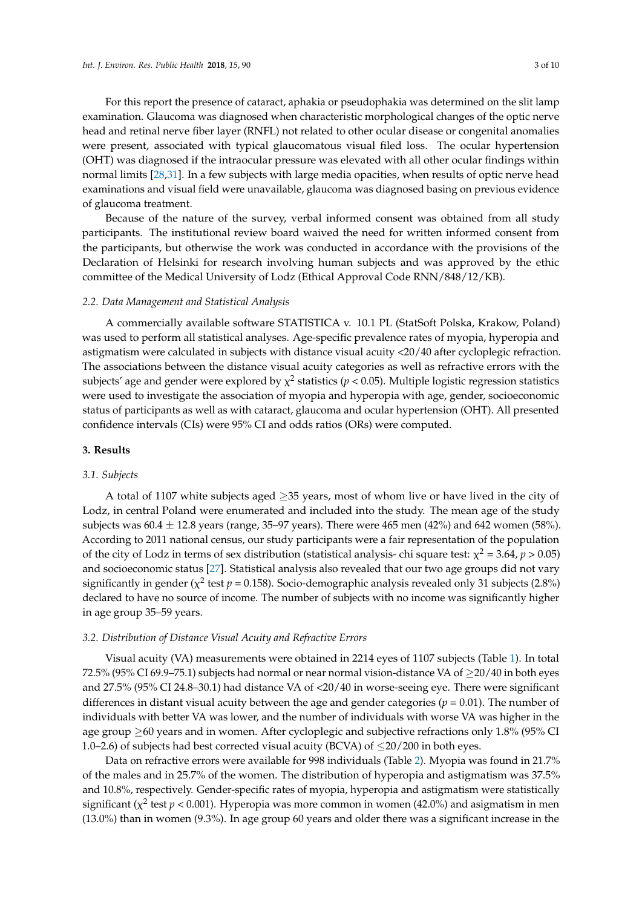For this report the presence of cataract, aphakia or pseudophakia was determined on the slit lamp examination. Glaucoma was diagnosed when characteristic morphological changes of the optic nerve head and retinal nerve fiber layer (RNFL) not related to other ocular disease or congenital anomalies were present, associated with typical glaucomatous visual filed loss. The ocular hypertension (OHT) was diagnosed if the intraocular pressure was elevated with all other ocular findings within normal limits [28,31]. In a few subjects with large media opacities, when results of optic nerve head examinations and visual field were unavailable, glaucoma was diagnosed basing on previous evidence of glaucoma treatment.

Because of the nature of the survey, verbal informed consent was obtained from all study participants. The institutional review board waived the need for written informed consent from the participants, but otherwise the work was conducted in accordance with the provisions of the Declaration of Helsinki for research involving human subjects and was approved by the ethic committee of the Medical University of Lodz (Ethical Approval Code RNN/848/12/KB).

### *2.2. Data Management and Statistical Analysis*

A commercially available software STATISTICA v. 10.1 PL (StatSoft Polska, Krakow, Poland) was used to perform all statistical analyses. Age-specific prevalence rates of myopia, hyperopia and astigmatism were calculated in subjects with distance visual acuity <20/40 after cycloplegic refraction. The associations between the distance visual acuity categories as well as refractive errors with the subjects' age and gender were explored by $\chi^2$ statistics ($p < 0.05$). Multiple logistic regression statistics were used to investigate the association of myopia and hyperopia with age, gender, socioeconomic status of participants as well as with cataract, glaucoma and ocular hypertension (OHT). All presented confidence intervals (CIs) were 95% CI and odds ratios (ORs) were computed.

## 3. Results

### *3.1. Subjects*

A total of 1107 white subjects aged ≥35 years, most of whom live or have lived in the city of Lodz, in central Poland were enumerated and included into the study. The mean age of the study subjects was 60.4 ± 12.8 years (range, 35–97 years). There were 465 men (42%) and 642 women (58%). According to 2011 national census, our study participants were a fair representation of the population of the city of Lodz in terms of sex distribution (statistical analysis- chi square test: $\chi^2 = 3.64$, $p > 0.05$) and socioeconomic status [27]. Statistical analysis also revealed that our two age groups did not vary significantly in gender ($\chi^2$ test $p = 0.158$). Socio-demographic analysis revealed only 31 subjects (2.8%) declared to have no source of income. The number of subjects with no income was significantly higher in age group 35–59 years.

### *3.2. Distribution of Distance Visual Acuity and Refractive Errors*

Visual acuity (VA) measurements were obtained in 2214 eyes of 1107 subjects (Table 1). In total 72.5% (95% CI 69.9–75.1) subjects had normal or near normal vision-distance VA of ≥20/40 in both eyes and 27.5% (95% CI 24.8–30.1) had distance VA of <20/40 in worse-seeing eye. There were significant differences in distant visual acuity between the age and gender categories ($p = 0.01$). The number of individuals with better VA was lower, and the number of individuals with worse VA was higher in the age group ≥60 years and in women. After cycloplegic and subjective refractions only 1.8% (95% CI 1.0–2.6) of subjects had best corrected visual acuity (BCVA) of ≤20/200 in both eyes.

Data on refractive errors were available for 998 individuals (Table 2). Myopia was found in 21.7% of the males and in 25.7% of the women. The distribution of hyperopia and astigmatism was 37.5% and 10.8%, respectively. Gender-specific rates of myopia, hyperopia and astigmatism were statistically significant ($\chi^2$ test $p < 0.001$). Hyperopia was more common in women (42.0%) and asigmatism in men (13.0%) than in women (9.3%). In age group 60 years and older there was a significant increase in the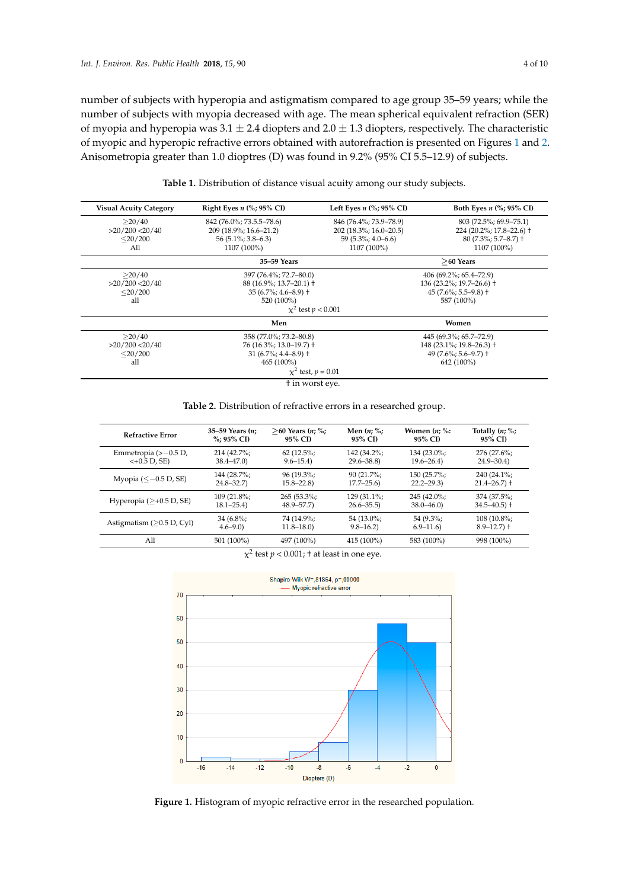number of subjects with hyperopia and astigmatism compared to age group 35–59 years; while the number of subjects with myopia decreased with age. The mean spherical equivalent refraction (SER) of myopia and hyperopia was 3.1 ± 2.4 diopters and 2.0 ± 1.3 diopters, respectively. The characteristic of myopic and hyperopic refractive errors obtained with autorefraction is presented on Figures 1 and 2. Anisometropia greater than 1.0 dioptres (D) was found in 9.2% (95% CI 5.5–12.9) of subjects.

**Table 1.** Distribution of distance visual acuity among our study subjects.

| Visual Acuity Category | Right Eyes *n* (%; 95% CI) | Left Eyes *n* (%; 95% CI) | Both Eyes *n* (%; 95% CI) |
|---|---|---|---|
| ≥20/40 | 842 (76.0%; 73.5.5–78.6) | 846 (76.4%; 73.9–78.9) | 803 (72.5%; 69.9–75.1) |
| >20/200 <20/40 | 209 (18.9%; 16.6–21.2) | 202 (18.3%; 16.0–20.5) | 224 (20.2%; 17.8–22.6) † |
| ≤20/200 | 56 (5.1%; 3.8–6.3) | 59 (5.3%; 4.0–6.6) | 80 (7.3%; 5.7–8.7) † |
| All | 1107 (100%) | 1107 (100%) | 1107 (100%) |
| | **35–59 Years** | | **≥60 Years** |
| ≥20/40 | 397 (76.4%; 72.7–80.0) | | 406 (69.2%; 65.4–72.9) |
| >20/200 <20/40 | 88 (16.9%; 13.7–20.1) † | | 136 (23.2%; 19.7–26.6) † |
| ≤20/200 | 35 (6.7%; 4.6–8.9) † | | 45 (7.6%; 5.5–9.8) † |
| all | 520 (100%) | | 587 (100%) |
| | $\chi^2$ test $p < 0.001$ | | |
| | **Men** | | **Women** |
| ≥20/40 | 358 (77.0%; 73.2–80.8) | | 445 (69.3%; 65.7–72.9) |
| >20/200 <20/40 | 76 (16.3%; 13.0–19.7) † | | 148 (23.1%; 19.8–26.3) † |
| ≤20/200 | 31 (6.7%; 4.4–8.9) † | | 49 (7.6%; 5.6–9.7) † |
| all | 465 (100%) | | 642 (100%) |
| | $\chi^2$ test, $p = 0.01$ | | |

† in worst eye.

**Table 2.** Distribution of refractive errors in a researched group.

| Refractive Error | 35–59 Years (*n*; %; 95% CI) | ≥60 Years (*n*; %; 95% CI) | Men (*n*; %; 95% CI) | Women (*n*; %: 95% CI) | Totally (*n*; %; 95% CI) |
|---|---|---|---|---|---|
| Emmetropia (>−0.5 D, <+0.5 D, SE) | 214 (42.7%; 38.4–47.0) | 62 (12.5%; 9.6–15.4) | 142 (34.2%; 29.6–38.8) | 134 (23.0%; 19.6–26.4) | 276 (27.6%; 24.9–30.4) |
| Myopia (≤−0.5 D, SE) | 144 (28.7%; 24.8–32.7) | 96 (19.3%; 15.8–22.8) | 90 (21.7%; 17.7–25.6) | 150 (25.7%; 22.2–29.3) | 240 (24.1%; 21.4–26.7) † |
| Hyperopia (≥+0.5 D, SE) | 109 (21.8%; 18.1–25.4) | 265 (53.3%; 48.9–57.7) | 129 (31.1%; 26.6–35.5) | 245 (42.0%; 38.0–46.0) | 374 (37.5%; 34.5–40.5) † |
| Astigmatism (≥0.5 D, Cyl) | 34 (6.8%; 4.6–9.0) | 74 (14.9%; 11.8–18.0) | 54 (13.0%; 9.8–16.2) | 54 (9.3%; 6.9–11.6) | 108 (10.8%; 8.9–12.7) † |
| All | 501 (100%) | 497 (100%) | 415 (100%) | 583 (100%) | 998 (100%) |

$\chi^2$ test $p < 0.001$; † at least in one eye.

**Figure 1.** Histogram of myopic refractive error in the researched population.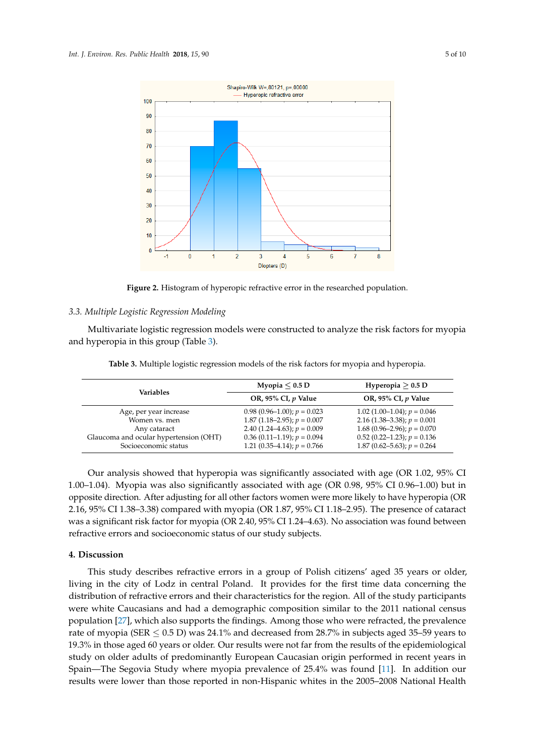Figure 2. Histogram of hyperopic refractive error in the researched population.

### 3.3. Multiple Logistic Regression Modeling

Multivariate logistic regression models were constructed to analyze the risk factors for myopia and hyperopia in this group (Table 3).

**Table 3.** Multiple logistic regression models of the risk factors for myopia and hyperopia.

| Variables | Myopia ≤ 0.5 D | Hyperopia ≥ 0.5 D |
|---|---|---|
| | OR, 95% CI, $p$ Value | OR, 95% CI, $p$ Value |
| Age, per year increase | 0.98 (0.96–1.00); $p$ = 0.023 | 1.02 (1.00–1.04); $p$ = 0.046 |
| Women vs. men | 1.87 (1.18–2.95); $p$ = 0.007 | 2.16 (1.38–3.38); $p$ = 0.001 |
| Any cataract | 2.40 (1.24–4.63); $p$ = 0.009 | 1.68 (0.96–2.96); $p$ = 0.070 |
| Glaucoma and ocular hypertension (OHT) | 0.36 (0.11–1.19); $p$ = 0.094 | 0.52 (0.22–1.23); $p$ = 0.136 |
| Socioeconomic status | 1.21 (0.35–4.14); $p$ = 0.766 | 1.87 (0.62–5.63); $p$ = 0.264 |

Our analysis showed that hyperopia was significantly associated with age (OR 1.02, 95% CI 1.00–1.04). Myopia was also significantly associated with age (OR 0.98, 95% CI 0.96–1.00) but in opposite direction. After adjusting for all other factors women were more likely to have hyperopia (OR 2.16, 95% CI 1.38–3.38) compared with myopia (OR 1.87, 95% CI 1.18–2.95). The presence of cataract was a significant risk factor for myopia (OR 2.40, 95% CI 1.24–4.63). No association was found between refractive errors and socioeconomic status of our study subjects.

## 4. Discussion

This study describes refractive errors in a group of Polish citizens' aged 35 years or older, living in the city of Lodz in central Poland. It provides for the first time data concerning the distribution of refractive errors and their characteristics for the region. All of the study participants were white Caucasians and had a demographic composition similar to the 2011 national census population [27], which also supports the findings. Among those who were refracted, the prevalence rate of myopia (SER ≤ 0.5 D) was 24.1% and decreased from 28.7% in subjects aged 35–59 years to 19.3% in those aged 60 years or older. Our results were not far from the results of the epidemiological study on older adults of predominantly European Caucasian origin performed in recent years in Spain—The Segovia Study where myopia prevalence of 25.4% was found [11]. In addition our results were lower than those reported in non-Hispanic whites in the 2005–2008 National Health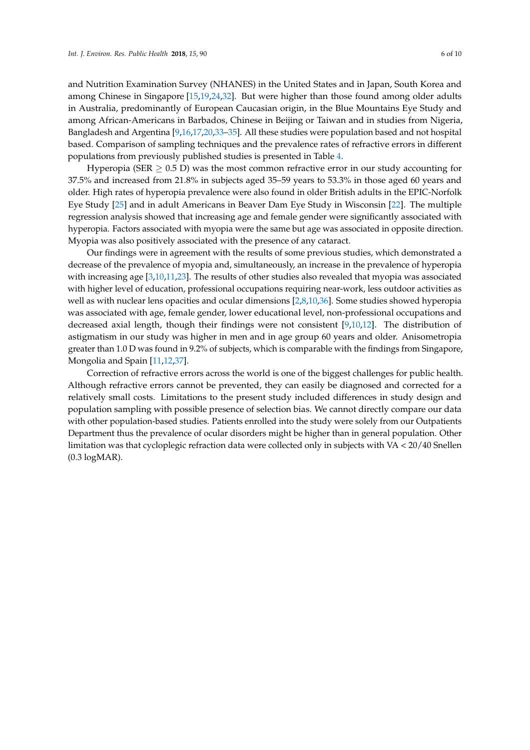and Nutrition Examination Survey (NHANES) in the United States and in Japan, South Korea and among Chinese in Singapore [15,19,24,32]. But were higher than those found among older adults in Australia, predominantly of European Caucasian origin, in the Blue Mountains Eye Study and among African-Americans in Barbados, Chinese in Beijing or Taiwan and in studies from Nigeria, Bangladesh and Argentina [9,16,17,20,33–35]. All these studies were population based and not hospital based. Comparison of sampling techniques and the prevalence rates of refractive errors in different populations from previously published studies is presented in Table 4.

Hyperopia (SER $\geq$ 0.5 D) was the most common refractive error in our study accounting for 37.5% and increased from 21.8% in subjects aged 35–59 years to 53.3% in those aged 60 years and older. High rates of hyperopia prevalence were also found in older British adults in the EPIC-Norfolk Eye Study [25] and in adult Americans in Beaver Dam Eye Study in Wisconsin [22]. The multiple regression analysis showed that increasing age and female gender were significantly associated with hyperopia. Factors associated with myopia were the same but age was associated in opposite direction. Myopia was also positively associated with the presence of any cataract.

Our findings were in agreement with the results of some previous studies, which demonstrated a decrease of the prevalence of myopia and, simultaneously, an increase in the prevalence of hyperopia with increasing age [3,10,11,23]. The results of other studies also revealed that myopia was associated with higher level of education, professional occupations requiring near-work, less outdoor activities as well as with nuclear lens opacities and ocular dimensions [2,8,10,36]. Some studies showed hyperopia was associated with age, female gender, lower educational level, non-professional occupations and decreased axial length, though their findings were not consistent [9,10,12]. The distribution of astigmatism in our study was higher in men and in age group 60 years and older. Anisometropia greater than 1.0 D was found in 9.2% of subjects, which is comparable with the findings from Singapore, Mongolia and Spain [11,12,37].

Correction of refractive errors across the world is one of the biggest challenges for public health. Although refractive errors cannot be prevented, they can easily be diagnosed and corrected for a relatively small costs. Limitations to the present study included differences in study design and population sampling with possible presence of selection bias. We cannot directly compare our data with other population-based studies. Patients enrolled into the study were solely from our Outpatients Department thus the prevalence of ocular disorders might be higher than in general population. Other limitation was that cycloplegic refraction data were collected only in subjects with VA < 20/40 Snellen (0.3 logMAR).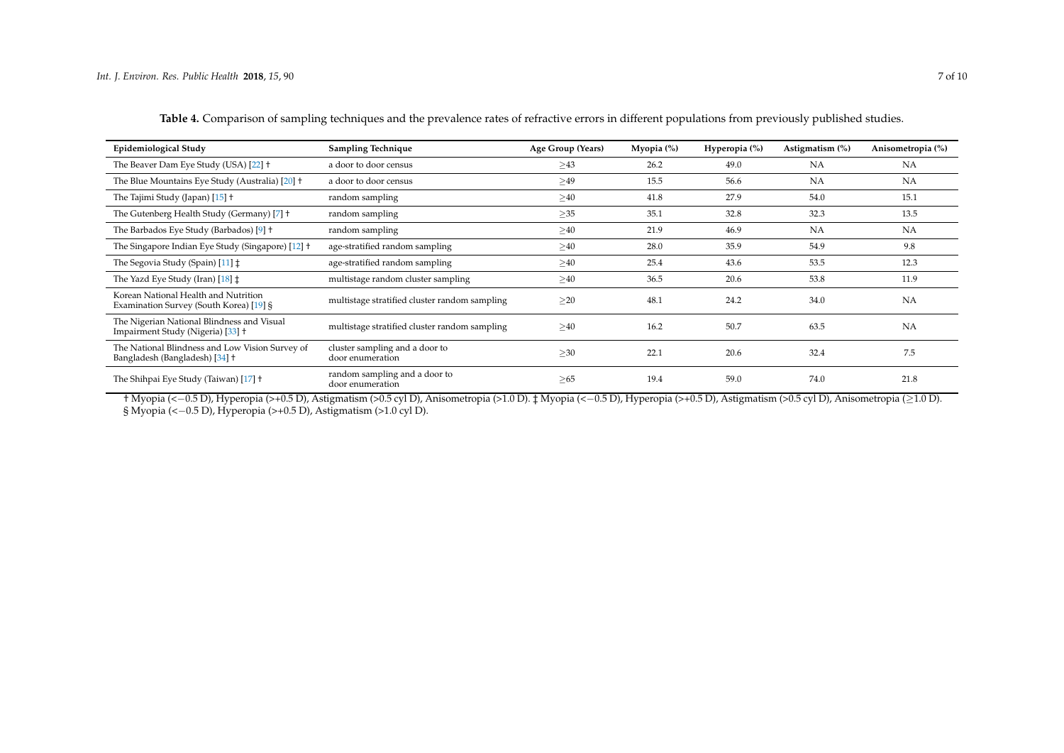**Table 4.** Comparison of sampling techniques and the prevalence rates of refractive errors in different populations from previously published studies.

| Epidemiological Study | Sampling Technique | Age Group (Years) | Myopia (%) | Hyperopia (%) | Astigmatism (%) | Anisometropia (%) |
| --- | --- | --- | --- | --- | --- | --- |
| The Beaver Dam Eye Study (USA) [22] † | a door to door census | ≥43 | 26.2 | 49.0 | NA | NA |
| The Blue Mountains Eye Study (Australia) [20] † | a door to door census | ≥49 | 15.5 | 56.6 | NA | NA |
| The Tajimi Study (Japan) [15] † | random sampling | ≥40 | 41.8 | 27.9 | 54.0 | 15.1 |
| The Gutenberg Health Study (Germany) [7] † | random sampling | ≥35 | 35.1 | 32.8 | 32.3 | 13.5 |
| The Barbados Eye Study (Barbados) [9] † | random sampling | ≥40 | 21.9 | 46.9 | NA | NA |
| The Singapore Indian Eye Study (Singapore) [12] † | age-stratified random sampling | ≥40 | 28.0 | 35.9 | 54.9 | 9.8 |
| The Segovia Study (Spain) [11] ‡ | age-stratified random sampling | ≥40 | 25.4 | 43.6 | 53.5 | 12.3 |
| The Yazd Eye Study (Iran) [18] ‡ | multistage random cluster sampling | ≥40 | 36.5 | 20.6 | 53.8 | 11.9 |
| Korean National Health and Nutrition Examination Survey (South Korea) [19] § | multistage stratified cluster random sampling | ≥20 | 48.1 | 24.2 | 34.0 | NA |
| The Nigerian National Blindness and Visual Impairment Study (Nigeria) [33] † | multistage stratified cluster random sampling | ≥40 | 16.2 | 50.7 | 63.5 | NA |
| The National Blindness and Low Vision Survey of Bangladesh (Bangladesh) [34] † | cluster sampling and a door to door enumeration | ≥30 | 22.1 | 20.6 | 32.4 | 7.5 |
| The Shihpai Eye Study (Taiwan) [17] † | random sampling and a door to door enumeration | ≥65 | 19.4 | 59.0 | 74.0 | 21.8 |

† Myopia (<−0.5 D), Hyperopia (>+0.5 D), Astigmatism (>0.5 cyl D), Anisometropia (>1.0 D). ‡ Myopia (<−0.5 D), Hyperopia (>+0.5 D), Astigmatism (>0.5 cyl D), Anisometropia (≥1.0 D). § Myopia (<−0.5 D), Hyperopia (>+0.5 D), Astigmatism (>1.0 cyl D).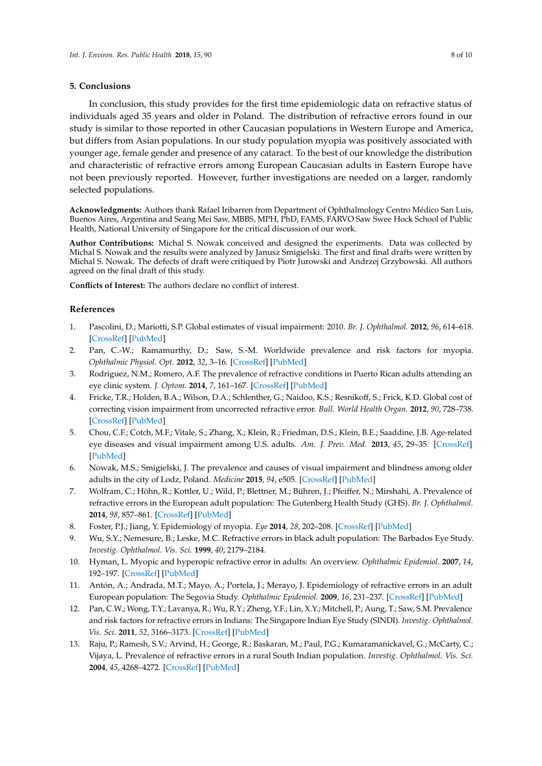## 5. Conclusions

In conclusion, this study provides for the first time epidemiologic data on refractive status of individuals aged 35 years and older in Poland. The distribution of refractive errors found in our study is similar to those reported in other Caucasian populations in Western Europe and America, but differs from Asian populations. In our study population myopia was positively associated with younger age, female gender and presence of any cataract. To the best of our knowledge the distribution and characteristic of refractive errors among European Caucasian adults in Eastern Europe have not been previously reported. However, further investigations are needed on a larger, randomly selected populations.

**Acknowledgments:** Authors thank Rafael Iribarren from Department of Ophthalmology Centro Médico San Luis, Buenos Aires, Argentina and Seang Mei Saw, MBBS, MPH, PhD, FAMS, FARVO Saw Swee Hock School of Public Health, National University of Singapore for the critical discussion of our work.

**Author Contributions:** Michal S. Nowak conceived and designed the experiments. Data was collected by Michal S. Nowak and the results were analyzed by Janusz Smigielski. The first and final drafts were written by Michal S. Nowak. The defects of draft were critiqued by Piotr Jurowski and Andrzej Grzybowski. All authors agreed on the final draft of this study.

**Conflicts of Interest:** The authors declare no conflict of interest.

## References

1. Pascolini, D.; Mariotti, S.P. Global estimates of visual impairment: 2010. *Br. J. Ophthalmol.* **2012**, *96*, 614–618. [CrossRef] [PubMed]
2. Pan, C.-W.; Ramamurthy, D.; Saw, S.-M. Worldwide prevalence and risk factors for myopia. *Ophthalmic Physiol. Opt.* **2012**, *32*, 3–16. [CrossRef] [PubMed]
3. Rodriguez, N.M.; Romero, A.F. The prevalence of refractive conditions in Puerto Rican adults attending an eye clinic system. *J. Optom.* **2014**, *7*, 161–167. [CrossRef] [PubMed]
4. Fricke, T.R.; Holden, B.A.; Wilson, D.A.; Schlenther, G.; Naidoo, K.S.; Resnikoff, S.; Frick, K.D. Global cost of correcting vision impairment from uncorrected refractive error. *Bull. World Health Organ.* **2012**, *90*, 728–738. [CrossRef] [PubMed]
5. Chou, C.F.; Cotch, M.F.; Vitale, S.; Zhang, X.; Klein, R.; Friedman, D.S.; Klein, B.E.; Saaddine, J.B. Age-related eye diseases and visual impairment among U.S. adults. *Am. J. Prev. Med.* **2013**, *45*, 29–35. [CrossRef] [PubMed]
6. Nowak, M.S.; Smigielski, J. The prevalence and causes of visual impairment and blindness among older adults in the city of Lodz, Poland. *Medicine* **2015**, *94*, e505. [CrossRef] [PubMed]
7. Wolfram, C.; Höhn, R.; Kottler, U.; Wild, P.; Blettner, M.; Bühren, J.; Pfeiffer, N.; Mirshahi, A. Prevalence of refractive errors in the European adult population: The Gutenberg Health Study (GHS). *Br. J. Ophthalmol.* **2014**, *98*, 857–861. [CrossRef] [PubMed]
8. Foster, P.J.; Jiang, Y. Epidemiology of myopia. *Eye* **2014**, *28*, 202–208. [CrossRef] [PubMed]
9. Wu, S.Y.; Nemesure, B.; Leske, M.C. Refractive errors in black adult population: The Barbados Eye Study. *Investig. Ophthalmol. Vis. Sci.* **1999**, *40*, 2179–2184.
10. Hyman, L. Myopic and hyperopic refractive error in adults: An overview. *Ophthalmic Epidemiol.* **2007**, *14*, 192–197. [CrossRef] [PubMed]
11. Antón, A.; Andrada, M.T.; Mayo, A.; Portela, J.; Merayo, J. Epidemiology of refractive errors in an adult European population: The Segovia Study. *Ophthalmic Epidemiol.* **2009**, *16*, 231–237. [CrossRef] [PubMed]
12. Pan, C.W.; Wong, T.Y.; Lavanya, R.; Wu, R.Y.; Zheng, Y.F.; Lin, X.Y.; Mitchell, P.; Aung, T.; Saw, S.M. Prevalence and risk factors for refractive errors in Indians: The Singapore Indian Eye Study (SINDI). *Investig. Ophthalmol. Vis. Sci.* **2011**, *52*, 3166–3173. [CrossRef] [PubMed]
13. Raju, P.; Ramesh, S.V.; Arvind, H.; George, R.; Baskaran, M.; Paul, P.G.; Kumaramanickavel, G.; McCarty, C.; Vijaya, L. Prevalence of refractive errors in a rural South Indian population. *Investig. Ophthalmol. Vis. Sci.* **2004**, *45*, 4268–4272. [CrossRef] [PubMed]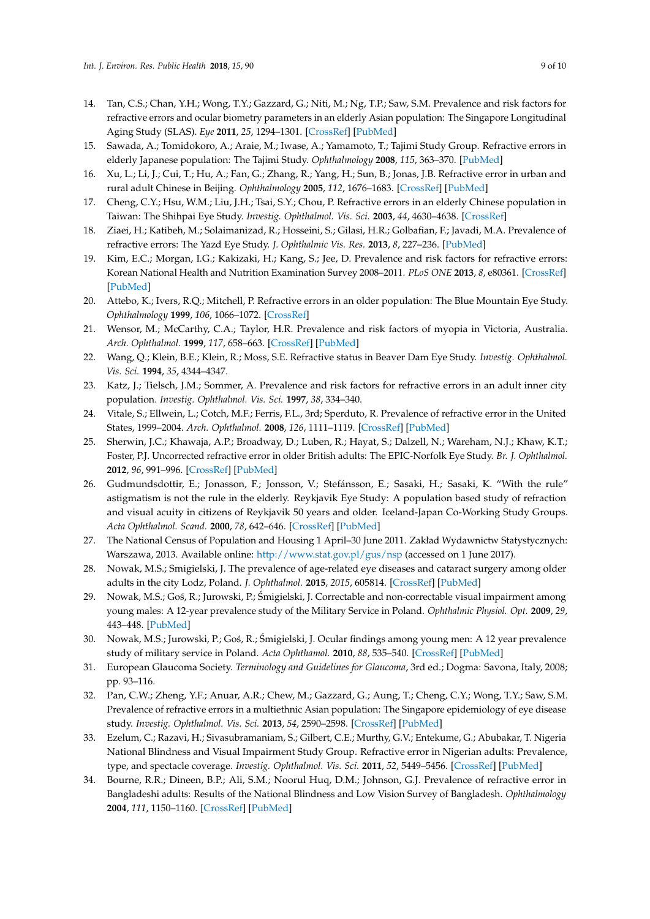14. Tan, C.S.; Chan, Y.H.; Wong, T.Y.; Gazzard, G.; Niti, M.; Ng, T.P.; Saw, S.M. Prevalence and risk factors for refractive errors and ocular biometry parameters in an elderly Asian population: The Singapore Longitudinal Aging Study (SLAS). *Eye* **2011**, *25*, 1294–1301. [CrossRef] [PubMed]
15. Sawada, A.; Tomidokoro, A.; Araie, M.; Iwase, A.; Yamamoto, T.; Tajimi Study Group. Refractive errors in elderly Japanese population: The Tajimi Study. *Ophthalmology* **2008**, *115*, 363–370. [PubMed]
16. Xu, L.; Li, J.; Cui, T.; Hu, A.; Fan, G.; Zhang, R.; Yang, H.; Sun, B.; Jonas, J.B. Refractive error in urban and rural adult Chinese in Beijing. *Ophthalmology* **2005**, *112*, 1676–1683. [CrossRef] [PubMed]
17. Cheng, C.Y.; Hsu, W.M.; Liu, J.H.; Tsai, S.Y.; Chou, P. Refractive errors in an elderly Chinese population in Taiwan: The Shihpai Eye Study. *Investig. Ophthalmol. Vis. Sci.* **2003**, *44*, 4630–4638. [CrossRef]
18. Ziaei, H.; Katibeh, M.; Solaimanizad, R.; Hosseini, S.; Gilasi, H.R.; Golbafian, F.; Javadi, M.A. Prevalence of refractive errors: The Yazd Eye Study. *J. Ophthalmic Vis. Res.* **2013**, *8*, 227–236. [PubMed]
19. Kim, E.C.; Morgan, I.G.; Kakizaki, H.; Kang, S.; Jee, D. Prevalence and risk factors for refractive errors: Korean National Health and Nutrition Examination Survey 2008–2011. *PLoS ONE* **2013**, *8*, e80361. [CrossRef] [PubMed]
20. Attebo, K.; Ivers, R.Q.; Mitchell, P. Refractive errors in an older population: The Blue Mountain Eye Study. *Ophthalmology* **1999**, *106*, 1066–1072. [CrossRef]
21. Wensor, M.; McCarthy, C.A.; Taylor, H.R. Prevalence and risk factors of myopia in Victoria, Australia. *Arch. Ophthalmol.* **1999**, *117*, 658–663. [CrossRef] [PubMed]
22. Wang, Q.; Klein, B.E.; Klein, R.; Moss, S.E. Refractive status in Beaver Dam Eye Study. *Investig. Ophthalmol. Vis. Sci.* **1994**, *35*, 4344–4347.
23. Katz, J.; Tielsch, J.M.; Sommer, A. Prevalence and risk factors for refractive errors in an adult inner city population. *Investig. Ophthalmol. Vis. Sci.* **1997**, *38*, 334–340.
24. Vitale, S.; Ellwein, L.; Cotch, M.F.; Ferris, F.L., 3rd; Sperduto, R. Prevalence of refractive error in the United States, 1999–2004. *Arch. Ophthalmol.* **2008**, *126*, 1111–1119. [CrossRef] [PubMed]
25. Sherwin, J.C.; Khawaja, A.P.; Broadway, D.; Luben, R.; Hayat, S.; Dalzell, N.; Wareham, N.J.; Khaw, K.T.; Foster, P.J. Uncorrected refractive error in older British adults: The EPIC-Norfolk Eye Study. *Br. J. Ophthalmol.* **2012**, *96*, 991–996. [CrossRef] [PubMed]
26. Gudmundsdottir, E.; Jonasson, F.; Jonsson, V.; Stefánsson, E.; Sasaki, H.; Sasaki, K. "With the rule" astigmatism is not the rule in the elderly. Reykjavik Eye Study: A population based study of refraction and visual acuity in citizens of Reykjavik 50 years and older. Iceland-Japan Co-Working Study Groups. *Acta Ophthalmol. Scand.* **2000**, *78*, 642–646. [CrossRef] [PubMed]
27. The National Census of Population and Housing 1 April–30 June 2011. Zakład Wydawnictw Statystycznych: Warszawa, 2013. Available online: http://www.stat.gov.pl/gus/nsp (accessed on 1 June 2017).
28. Nowak, M.S.; Smigielski, J. The prevalence of age-related eye diseases and cataract surgery among older adults in the city Lodz, Poland. *J. Ophthalmol.* **2015**, *2015*, 605814. [CrossRef] [PubMed]
29. Nowak, M.S.; Goś, R.; Jurowski, P.; Śmigielski, J. Correctable and non-correctable visual impairment among young males: A 12-year prevalence study of the Military Service in Poland. *Ophthalmic Physiol. Opt.* **2009**, *29*, 443–448. [PubMed]
30. Nowak, M.S.; Jurowski, P.; Goś, R.; Śmigielski, J. Ocular findings among young men: A 12 year prevalence study of military service in Poland. *Acta Ophthamol.* **2010**, *88*, 535–540. [CrossRef] [PubMed]
31. European Glaucoma Society. *Terminology and Guidelines for Glaucoma*, 3rd ed.; Dogma: Savona, Italy, 2008; pp. 93–116.
32. Pan, C.W.; Zheng, Y.F.; Anuar, A.R.; Chew, M.; Gazzard, G.; Aung, T.; Cheng, C.Y.; Wong, T.Y.; Saw, S.M. Prevalence of refractive errors in a multiethnic Asian population: The Singapore epidemiology of eye disease study. *Investig. Ophthalmol. Vis. Sci.* **2013**, *54*, 2590–2598. [CrossRef] [PubMed]
33. Ezelum, C.; Razavi, H.; Sivasubramaniam, S.; Gilbert, C.E.; Murthy, G.V.; Entekume, G.; Abubakar, T. Nigeria National Blindness and Visual Impairment Study Group. Refractive error in Nigerian adults: Prevalence, type, and spectacle coverage. *Investig. Ophthalmol. Vis. Sci.* **2011**, *52*, 5449–5456. [CrossRef] [PubMed]
34. Bourne, R.R.; Dineen, B.P.; Ali, S.M.; Noorul Huq, D.M.; Johnson, G.J. Prevalence of refractive error in Bangladeshi adults: Results of the National Blindness and Low Vision Survey of Bangladesh. *Ophthalmology* **2004**, *111*, 1150–1160. [CrossRef] [PubMed]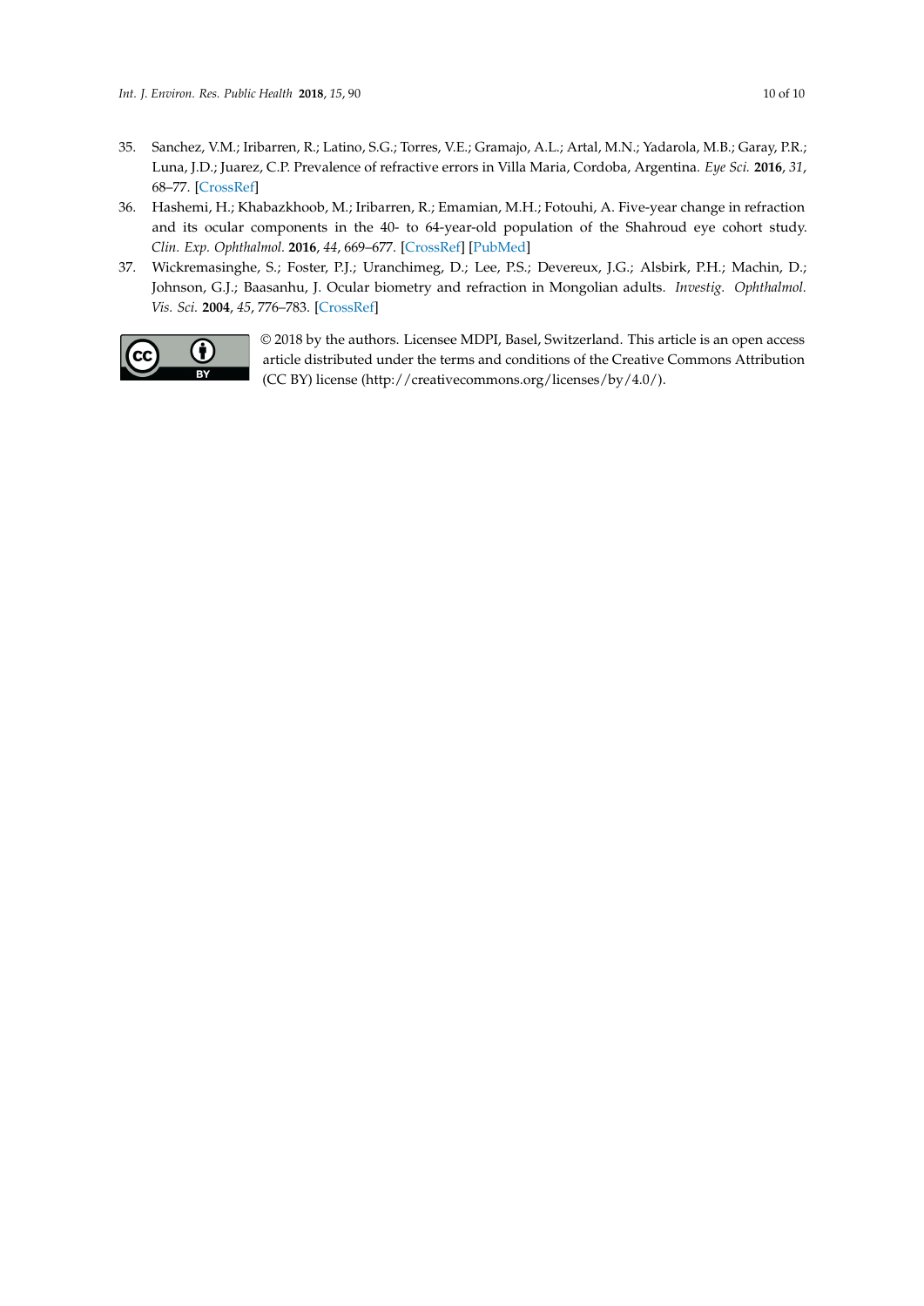35. Sanchez, V.M.; Iribarren, R.; Latino, S.G.; Torres, V.E.; Gramajo, A.L.; Artal, M.N.; Yadarola, M.B.; Garay, P.R.; Luna, J.D.; Juarez, C.P. Prevalence of refractive errors in Villa Maria, Cordoba, Argentina. *Eye Sci.* **2016**, *31*, 68–77. [CrossRef]
36. Hashemi, H.; Khabazkhoob, M.; Iribarren, R.; Emamian, M.H.; Fotouhi, A. Five-year change in refraction and its ocular components in the 40- to 64-year-old population of the Shahroud eye cohort study. *Clin. Exp. Ophthalmol.* **2016**, *44*, 669–677. [CrossRef] [PubMed]
37. Wickremasinghe, S.; Foster, P.J.; Uranchimeg, D.; Lee, P.S.; Devereux, J.G.; Alsbirk, P.H.; Machin, D.; Johnson, G.J.; Baasanhu, J. Ocular biometry and refraction in Mongolian adults. *Investig. Ophthalmol. Vis. Sci.* **2004**, *45*, 776–783. [CrossRef]

© 2018 by the authors. Licensee MDPI, Basel, Switzerland. This article is an open access article distributed under the terms and conditions of the Creative Commons Attribution (CC BY) license (http://creativecommons.org/licenses/by/4.0/).